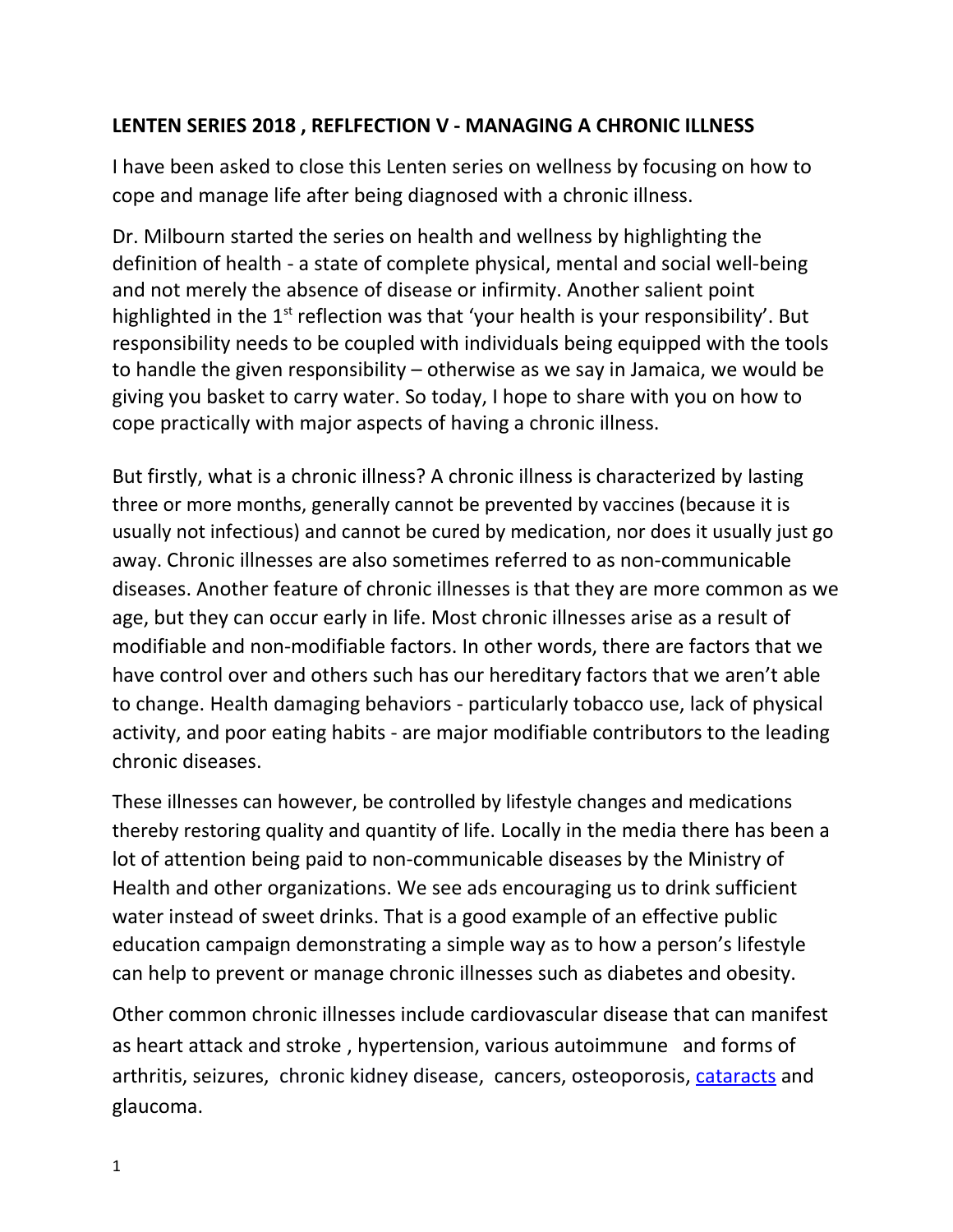**LENTEN SERIES 2018 , REFLFECTION V - MANAGING A CHRONIC ILLNESS**

I have been asked to close this Lenten series on wellness by focusing on how to cope and manage life after being diagnosed with a chronic illness.

Dr. Milbourn started the series on health and wellness by highlighting the definition of health - a state of complete physical, mental and social well-being and not merely the absence of disease or infirmity. Another salient point highlighted in the 1st reflection was that 'your health is your responsibility'. But responsibility needs to be coupled with individuals being equipped with the tools to handle the given responsibility – otherwise as we say in Jamaica, we would be giving you basket to carry water. So today, I hope to share with you on how to cope practically with major aspects of having a chronic illness.

But firstly, what is a chronic illness? A chronic illness is characterized by lasting three or more months, generally cannot be prevented by vaccines (because it is usually not infectious) and cannot be cured by medication, nor does it usually just go away. Chronic illnesses are also sometimes referred to as non-communicable diseases. Another feature of chronic illnesses is that they are more common as we age, but they can occur early in life. Most chronic illnesses arise as a result of modifiable and non-modifiable factors. In other words, there are factors that we have control over and others such has our hereditary factors that we aren't able to change. Health damaging behaviors - particularly tobacco use, lack of physical activity, and poor eating habits - are major modifiable contributors to the leading chronic diseases.

These illnesses can however, be controlled by lifestyle changes and medications thereby restoring quality and quantity of life. Locally in the media there has been a lot of attention being paid to non-communicable diseases by the Ministry of Health and other organizations. We see ads encouraging us to drink sufficient water instead of sweet drinks. That is a good example of an effective public education campaign demonstrating a simple way as to how a person's lifestyle can help to prevent or manage chronic illnesses such as diabetes and obesity.

Other common chronic illnesses include cardiovascular disease that can manifest as heart attack and stroke , hypertension, various autoimmune and forms of arthritis, seizures, chronic kidney disease, cancers, osteoporosis, cataracts and glaucoma.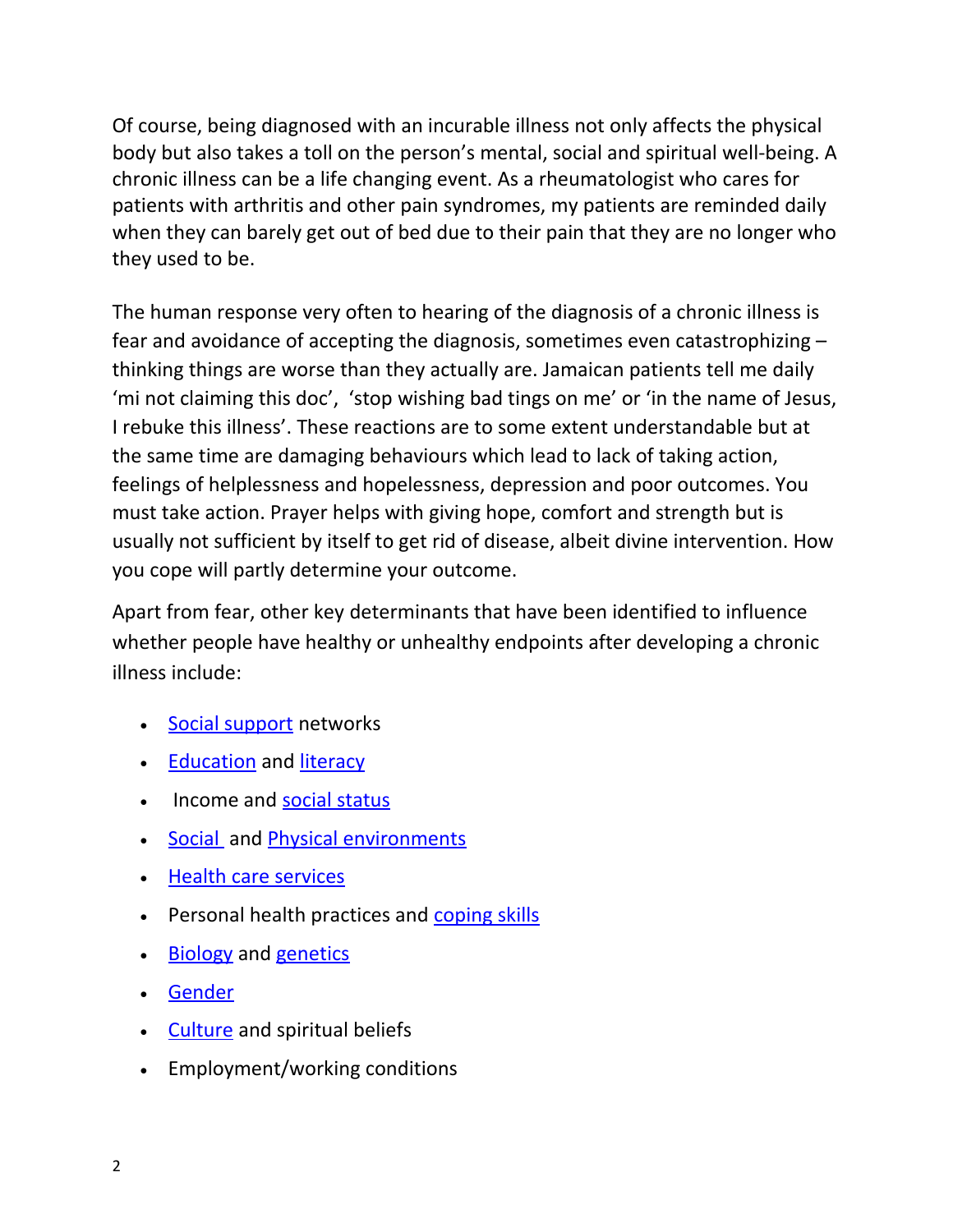Of course, being diagnosed with an incurable illness not only affects the physical body but also takes a toll on the person's mental, social and spiritual well-being. A chronic illness can be a life changing event. As a rheumatologist who cares for patients with arthritis and other pain syndromes, my patients are reminded daily when they can barely get out of bed due to their pain that they are no longer who they used to be.

The human response very often to hearing of the diagnosis of a chronic illness is fear and avoidance of accepting the diagnosis, sometimes even catastrophizing – thinking things are worse than they actually are. Jamaican patients tell me daily 'mi not claiming this doc', 'stop wishing bad tings on me' or 'in the name of Jesus, I rebuke this illness'. These reactions are to some extent understandable but at the same time are damaging behaviours which lead to lack of taking action, feelings of helplessness and hopelessness, depression and poor outcomes. You must take action. Prayer helps with giving hope, comfort and strength but is usually not sufficient by itself to get rid of disease, albeit divine intervention. How you cope will partly determine your outcome.

Apart from fear, other key determinants that have been identified to influence whether people have healthy or unhealthy endpoints after developing a chronic illness include:

- Social support networks
- Education and literacy
- Income and social status
- Social and Physical environments
- Health care services
- Personal health practices and coping skills
- Biology and genetics
- Gender
- Culture and spiritual beliefs
- Employment/working conditions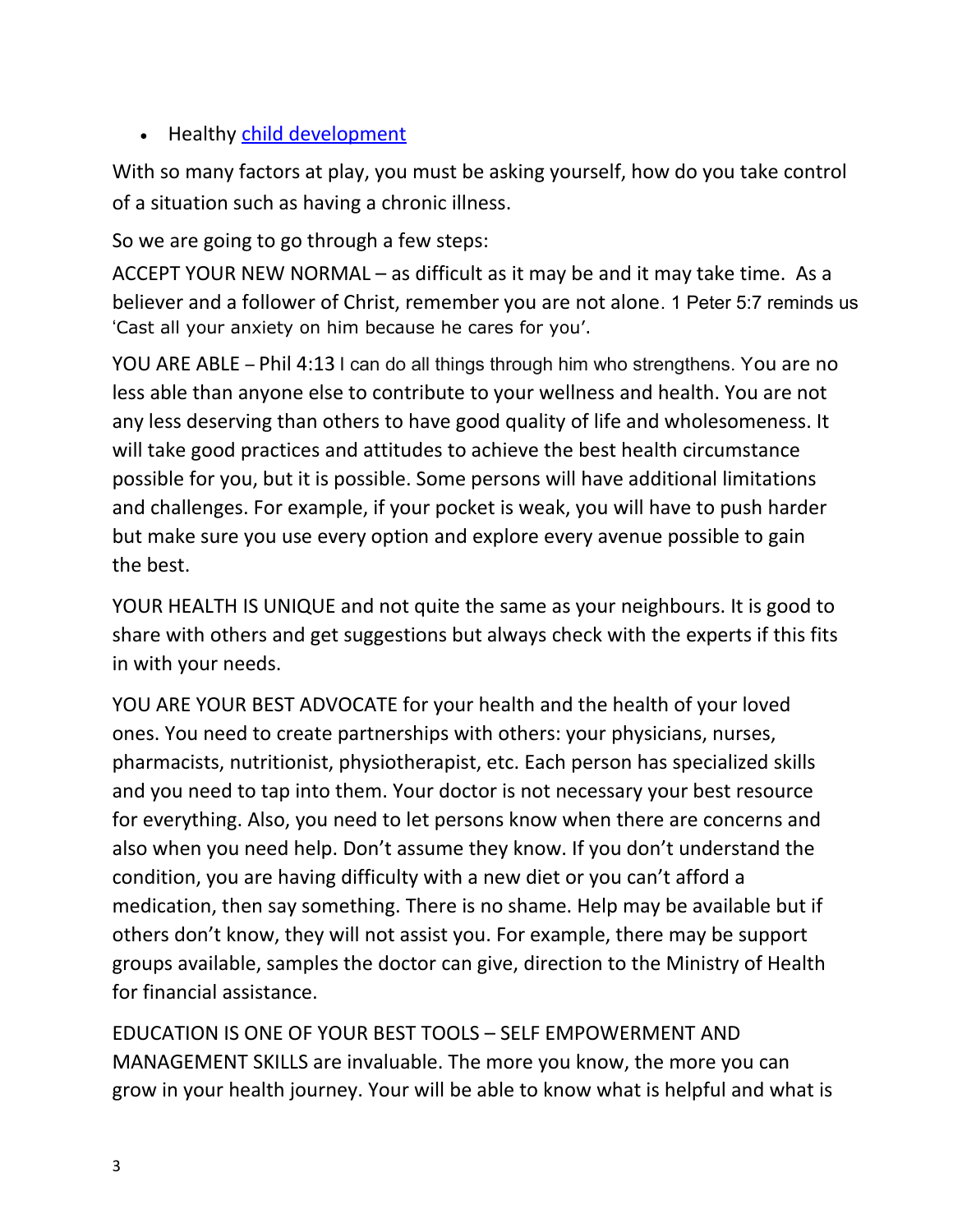- Healthy [child development]()

With so many factors at play, you must be asking yourself, how do you take control of a situation such as having a chronic illness.

So we are going to go through a few steps:

ACCEPT YOUR NEW NORMAL – as difficult as it may be and it may take time. As a believer and a follower of Christ, remember you are not alone. 1 Peter 5:7 reminds us 'Cast all your anxiety on him because he cares for you'.

YOU ARE ABLE – Phil 4:13 I can do all things through him who strengthens. You are no less able than anyone else to contribute to your wellness and health. You are not any less deserving than others to have good quality of life and wholesomeness. It will take good practices and attitudes to achieve the best health circumstance possible for you, but it is possible. Some persons will have additional limitations and challenges. For example, if your pocket is weak, you will have to push harder but make sure you use every option and explore every avenue possible to gain the best.

YOUR HEALTH IS UNIQUE and not quite the same as your neighbours. It is good to share with others and get suggestions but always check with the experts if this fits in with your needs.

YOU ARE YOUR BEST ADVOCATE for your health and the health of your loved ones. You need to create partnerships with others: your physicians, nurses, pharmacists, nutritionist, physiotherapist, etc. Each person has specialized skills and you need to tap into them. Your doctor is not necessary your best resource for everything. Also, you need to let persons know when there are concerns and also when you need help. Don't assume they know. If you don't understand the condition, you are having difficulty with a new diet or you can't afford a medication, then say something. There is no shame. Help may be available but if others don't know, they will not assist you. For example, there may be support groups available, samples the doctor can give, direction to the Ministry of Health for financial assistance.

EDUCATION IS ONE OF YOUR BEST TOOLS – SELF EMPOWERMENT AND MANAGEMENT SKILLS are invaluable. The more you know, the more you can grow in your health journey. Your will be able to know what is helpful and what is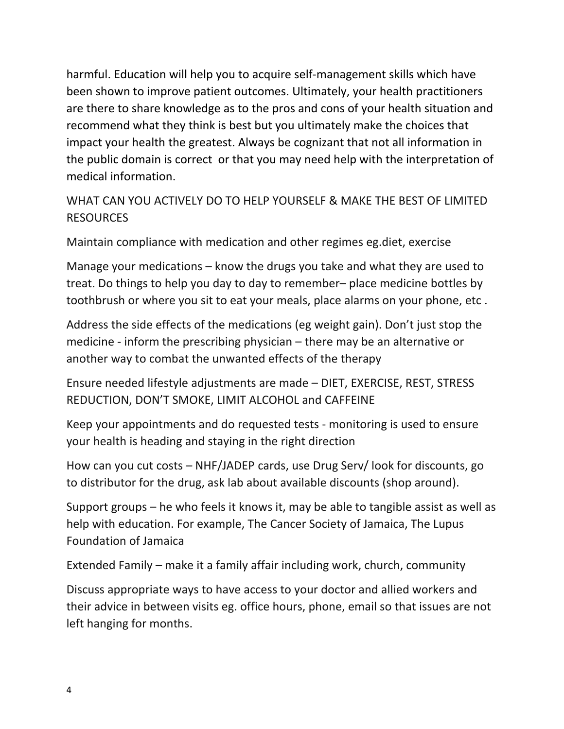harmful. Education will help you to acquire self-management skills which have been shown to improve patient outcomes. Ultimately, your health practitioners are there to share knowledge as to the pros and cons of your health situation and recommend what they think is best but you ultimately make the choices that impact your health the greatest. Always be cognizant that not all information in the public domain is correct  or that you may need help with the interpretation of medical information.

WHAT CAN YOU ACTIVELY DO TO HELP YOURSELF & MAKE THE BEST OF LIMITED RESOURCES

Maintain compliance with medication and other regimes eg.diet, exercise

Manage your medications – know the drugs you take and what they are used to treat. Do things to help you day to day to remember– place medicine bottles by toothbrush or where you sit to eat your meals, place alarms on your phone, etc .

Address the side effects of the medications (eg weight gain). Don't just stop the medicine - inform the prescribing physician – there may be an alternative or another way to combat the unwanted effects of the therapy

Ensure needed lifestyle adjustments are made – DIET, EXERCISE, REST, STRESS REDUCTION, DON'T SMOKE, LIMIT ALCOHOL and CAFFEINE

Keep your appointments and do requested tests - monitoring is used to ensure your health is heading and staying in the right direction

How can you cut costs – NHF/JADEP cards, use Drug Serv/ look for discounts, go to distributor for the drug, ask lab about available discounts (shop around).

Support groups – he who feels it knows it, may be able to tangible assist as well as help with education. For example, The Cancer Society of Jamaica, The Lupus Foundation of Jamaica

Extended Family – make it a family affair including work, church, community

Discuss appropriate ways to have access to your doctor and allied workers and their advice in between visits eg. office hours, phone, email so that issues are not left hanging for months.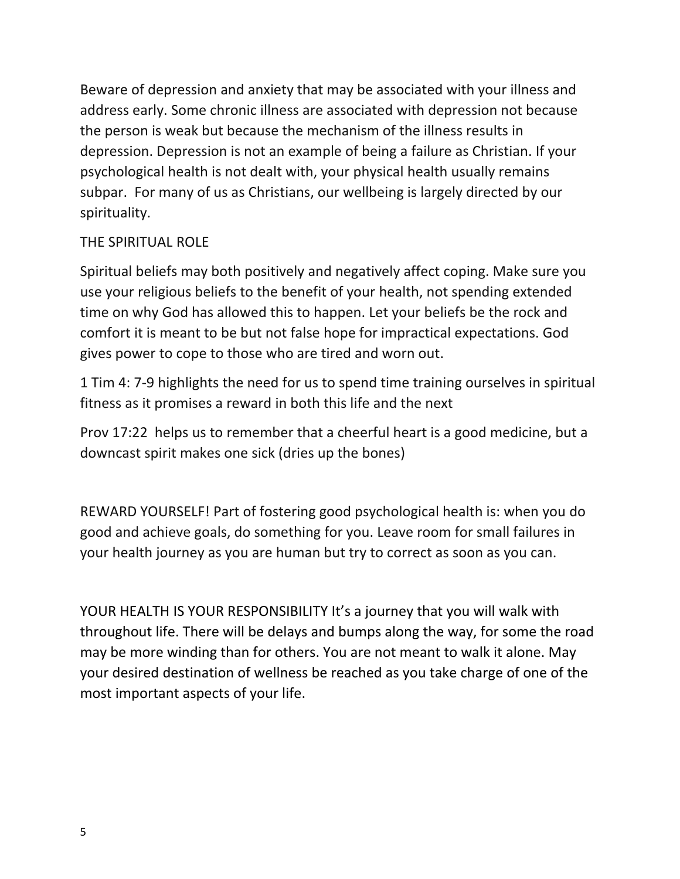Beware of depression and anxiety that may be associated with your illness and address early. Some chronic illness are associated with depression not because the person is weak but because the mechanism of the illness results in depression. Depression is not an example of being a failure as Christian. If your psychological health is not dealt with, your physical health usually remains subpar. For many of us as Christians, our wellbeing is largely directed by our spirituality.

## THE SPIRITUAL ROLE

Spiritual beliefs may both positively and negatively affect coping. Make sure you use your religious beliefs to the benefit of your health, not spending extended time on why God has allowed this to happen. Let your beliefs be the rock and comfort it is meant to be but not false hope for impractical expectations. God gives power to cope to those who are tired and worn out.

1 Tim 4: 7-9 highlights the need for us to spend time training ourselves in spiritual fitness as it promises a reward in both this life and the next

Prov 17:22 helps us to remember that a cheerful heart is a good medicine, but a downcast spirit makes one sick (dries up the bones)

REWARD YOURSELF! Part of fostering good psychological health is: when you do good and achieve goals, do something for you. Leave room for small failures in your health journey as you are human but try to correct as soon as you can.

YOUR HEALTH IS YOUR RESPONSIBILITY It's a journey that you will walk with throughout life. There will be delays and bumps along the way, for some the road may be more winding than for others. You are not meant to walk it alone. May your desired destination of wellness be reached as you take charge of one of the most important aspects of your life.